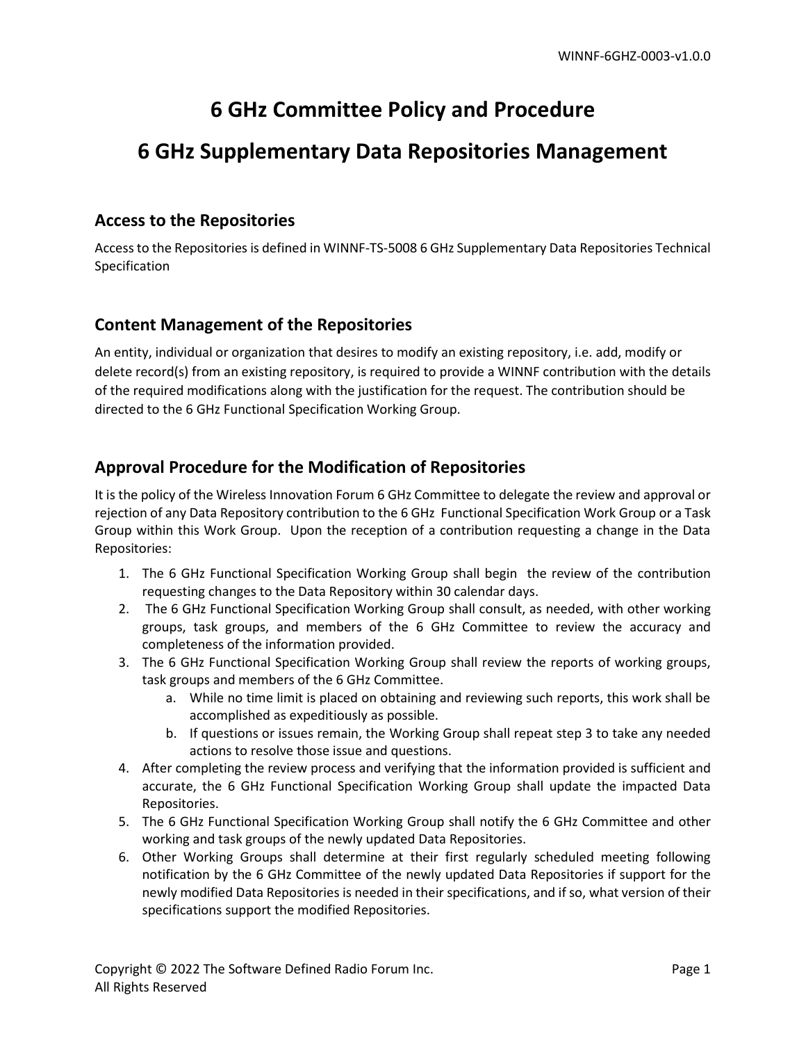# 6 GHz Committee Policy and Procedure

# 6 GHz Supplementary Data Repositories Management

## Access to the Repositories

Access to the Repositories is defined in WINNF-TS-5008 6 GHz Supplementary Data Repositories Technical Specification

## Content Management of the Repositories

An entity, individual or organization that desires to modify an existing repository, i.e. add, modify or delete record(s) from an existing repository, is required to provide a WINNF contribution with the details of the required modifications along with the justification for the request. The contribution should be directed to the 6 GHz Functional Specification Working Group.

## Approval Procedure for the Modification of Repositories

It is the policy of the Wireless Innovation Forum 6 GHz Committee to delegate the review and approval or rejection of any Data Repository contribution to the 6 GHz Functional Specification Work Group or a Task Group within this Work Group. Upon the reception of a contribution requesting a change in the Data Repositories:

1. The 6 GHz Functional Specification Working Group shall begin the review of the contribution requesting changes to the Data Repository within 30 calendar days.
2. The 6 GHz Functional Specification Working Group shall consult, as needed, with other working groups, task groups, and members of the 6 GHz Committee to review the accuracy and completeness of the information provided.
3. The 6 GHz Functional Specification Working Group shall review the reports of working groups, task groups and members of the 6 GHz Committee.
   a. While no time limit is placed on obtaining and reviewing such reports, this work shall be accomplished as expeditiously as possible.
   b. If questions or issues remain, the Working Group shall repeat step 3 to take any needed actions to resolve those issue and questions.
4. After completing the review process and verifying that the information provided is sufficient and accurate, the 6 GHz Functional Specification Working Group shall update the impacted Data Repositories.
5. The 6 GHz Functional Specification Working Group shall notify the 6 GHz Committee and other working and task groups of the newly updated Data Repositories.
6. Other Working Groups shall determine at their first regularly scheduled meeting following notification by the 6 GHz Committee of the newly updated Data Repositories if support for the newly modified Data Repositories is needed in their specifications, and if so, what version of their specifications support the modified Repositories.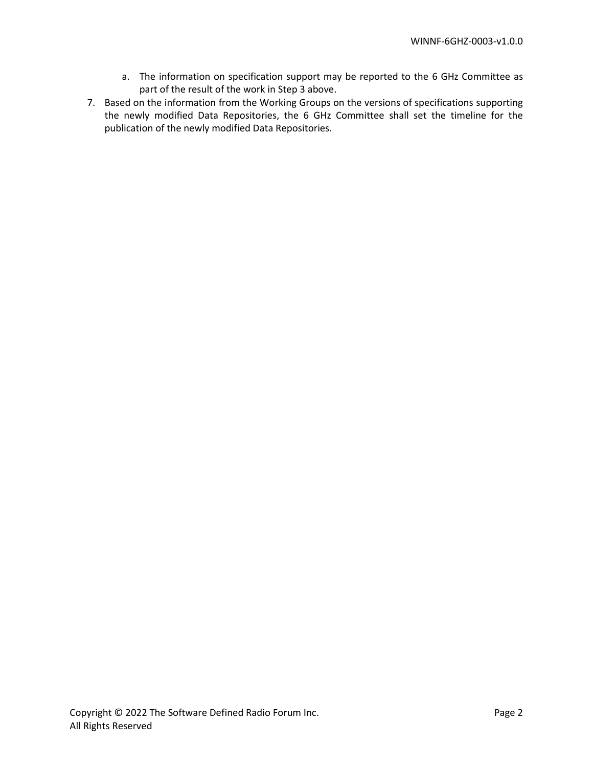a. The information on specification support may be reported to the 6 GHz Committee as part of the result of the work in Step 3 above.

7. Based on the information from the Working Groups on the versions of specifications supporting the newly modified Data Repositories, the 6 GHz Committee shall set the timeline for the publication of the newly modified Data Repositories.